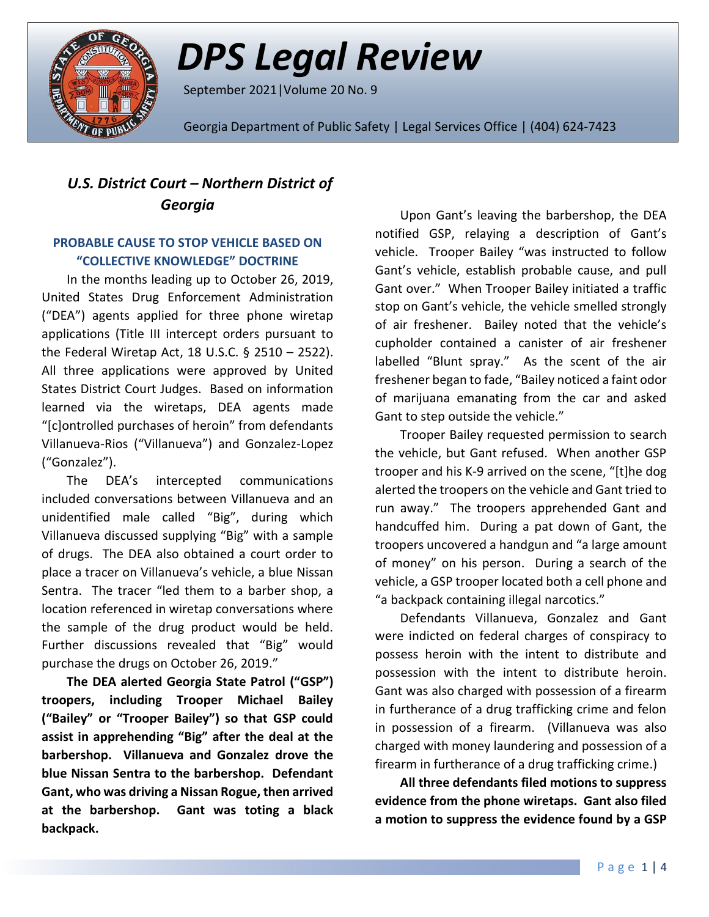# DPS Legal Review

September 2021 | Volume 20 No. 9

Georgia Department of Public Safety | Legal Services Office | (404) 624-7423

## *U.S. District Court – Northern District of Georgia*

### PROBABLE CAUSE TO STOP VEHICLE BASED ON "COLLECTIVE KNOWLEDGE" DOCTRINE

In the months leading up to October 26, 2019, United States Drug Enforcement Administration ("DEA") agents applied for three phone wiretap applications (Title III intercept orders pursuant to the Federal Wiretap Act, 18 U.S.C. § 2510 – 2522). All three applications were approved by United States District Court Judges. Based on information learned via the wiretaps, DEA agents made "[c]ontrolled purchases of heroin" from defendants Villanueva-Rios ("Villanueva") and Gonzalez-Lopez ("Gonzalez").

The DEA's intercepted communications included conversations between Villanueva and an unidentified male called "Big", during which Villanueva discussed supplying "Big" with a sample of drugs. The DEA also obtained a court order to place a tracer on Villanueva's vehicle, a blue Nissan Sentra. The tracer "led them to a barber shop, a location referenced in wiretap conversations where the sample of the drug product would be held. Further discussions revealed that "Big" would purchase the drugs on October 26, 2019."

**The DEA alerted Georgia State Patrol ("GSP") troopers, including Trooper Michael Bailey ("Bailey" or "Trooper Bailey") so that GSP could assist in apprehending "Big" after the deal at the barbershop. Villanueva and Gonzalez drove the blue Nissan Sentra to the barbershop. Defendant Gant, who was driving a Nissan Rogue, then arrived at the barbershop. Gant was toting a black backpack.**

Upon Gant's leaving the barbershop, the DEA notified GSP, relaying a description of Gant's vehicle. Trooper Bailey "was instructed to follow Gant's vehicle, establish probable cause, and pull Gant over." When Trooper Bailey initiated a traffic stop on Gant's vehicle, the vehicle smelled strongly of air freshener. Bailey noted that the vehicle's cupholder contained a canister of air freshener labelled "Blunt spray." As the scent of the air freshener began to fade, "Bailey noticed a faint odor of marijuana emanating from the car and asked Gant to step outside the vehicle."

Trooper Bailey requested permission to search the vehicle, but Gant refused. When another GSP trooper and his K-9 arrived on the scene, "[t]he dog alerted the troopers on the vehicle and Gant tried to run away." The troopers apprehended Gant and handcuffed him. During a pat down of Gant, the troopers uncovered a handgun and "a large amount of money" on his person. During a search of the vehicle, a GSP trooper located both a cell phone and "a backpack containing illegal narcotics."

Defendants Villanueva, Gonzalez and Gant were indicted on federal charges of conspiracy to possess heroin with the intent to distribute and possession with the intent to distribute heroin. Gant was also charged with possession of a firearm in furtherance of a drug trafficking crime and felon in possession of a firearm. (Villanueva was also charged with money laundering and possession of a firearm in furtherance of a drug trafficking crime.)

**All three defendants filed motions to suppress evidence from the phone wiretaps. Gant also filed a motion to suppress the evidence found by a GSP**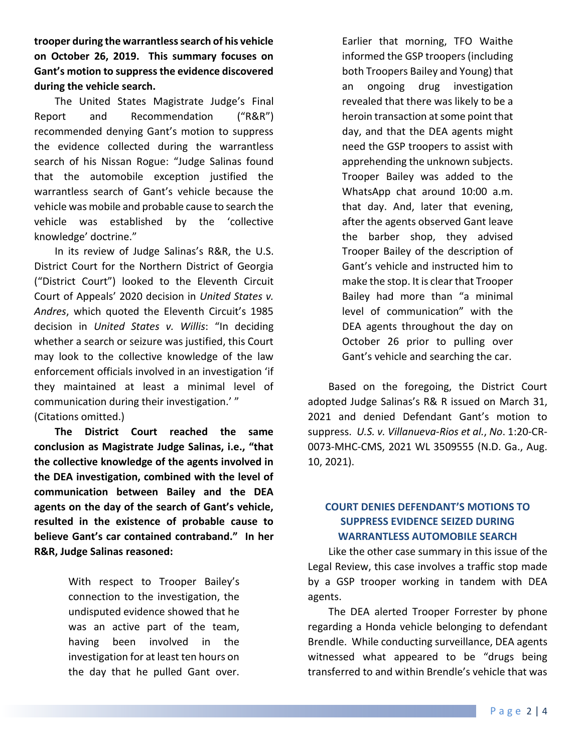**trooper during the warrantless search of his vehicle on October 26, 2019. This summary focuses on Gant's motion to suppress the evidence discovered during the vehicle search.**

The United States Magistrate Judge's Final Report and Recommendation ("R&R") recommended denying Gant's motion to suppress the evidence collected during the warrantless search of his Nissan Rogue: "Judge Salinas found that the automobile exception justified the warrantless search of Gant's vehicle because the vehicle was mobile and probable cause to search the vehicle was established by the 'collective knowledge' doctrine."

In its review of Judge Salinas's R&R, the U.S. District Court for the Northern District of Georgia ("District Court") looked to the Eleventh Circuit Court of Appeals' 2020 decision in *United States v. Andres*, which quoted the Eleventh Circuit's 1985 decision in *United States v. Willis*: "In deciding whether a search or seizure was justified, this Court may look to the collective knowledge of the law enforcement officials involved in an investigation 'if they maintained at least a minimal level of communication during their investigation.' " (Citations omitted.)

**The District Court reached the same conclusion as Magistrate Judge Salinas, i.e., "that the collective knowledge of the agents involved in the DEA investigation, combined with the level of communication between Bailey and the DEA agents on the day of the search of Gant's vehicle, resulted in the existence of probable cause to believe Gant's car contained contraband." In her R&R, Judge Salinas reasoned:**

> With respect to Trooper Bailey's connection to the investigation, the undisputed evidence showed that he was an active part of the team, having been involved in the investigation for at least ten hours on the day that he pulled Gant over. Earlier that morning, TFO Waithe informed the GSP troopers (including both Troopers Bailey and Young) that an ongoing drug investigation revealed that there was likely to be a heroin transaction at some point that day, and that the DEA agents might need the GSP troopers to assist with apprehending the unknown subjects. Trooper Bailey was added to the WhatsApp chat around 10:00 a.m. that day. And, later that evening, after the agents observed Gant leave the barber shop, they advised Trooper Bailey of the description of Gant's vehicle and instructed him to make the stop. It is clear that Trooper Bailey had more than "a minimal level of communication" with the DEA agents throughout the day on October 26 prior to pulling over Gant's vehicle and searching the car.

Based on the foregoing, the District Court adopted Judge Salinas's R& R issued on March 31, 2021 and denied Defendant Gant's motion to suppress. *U.S. v. Villanueva-Rios et al.*, *No*. 1:20-CR-0073-MHC-CMS, 2021 WL 3509555 (N.D. Ga., Aug. 10, 2021).

## COURT DENIES DEFENDANT'S MOTIONS TO SUPPRESS EVIDENCE SEIZED DURING WARRANTLESS AUTOMOBILE SEARCH

Like the other case summary in this issue of the Legal Review, this case involves a traffic stop made by a GSP trooper working in tandem with DEA agents.

The DEA alerted Trooper Forrester by phone regarding a Honda vehicle belonging to defendant Brendle. While conducting surveillance, DEA agents witnessed what appeared to be "drugs being transferred to and within Brendle's vehicle that was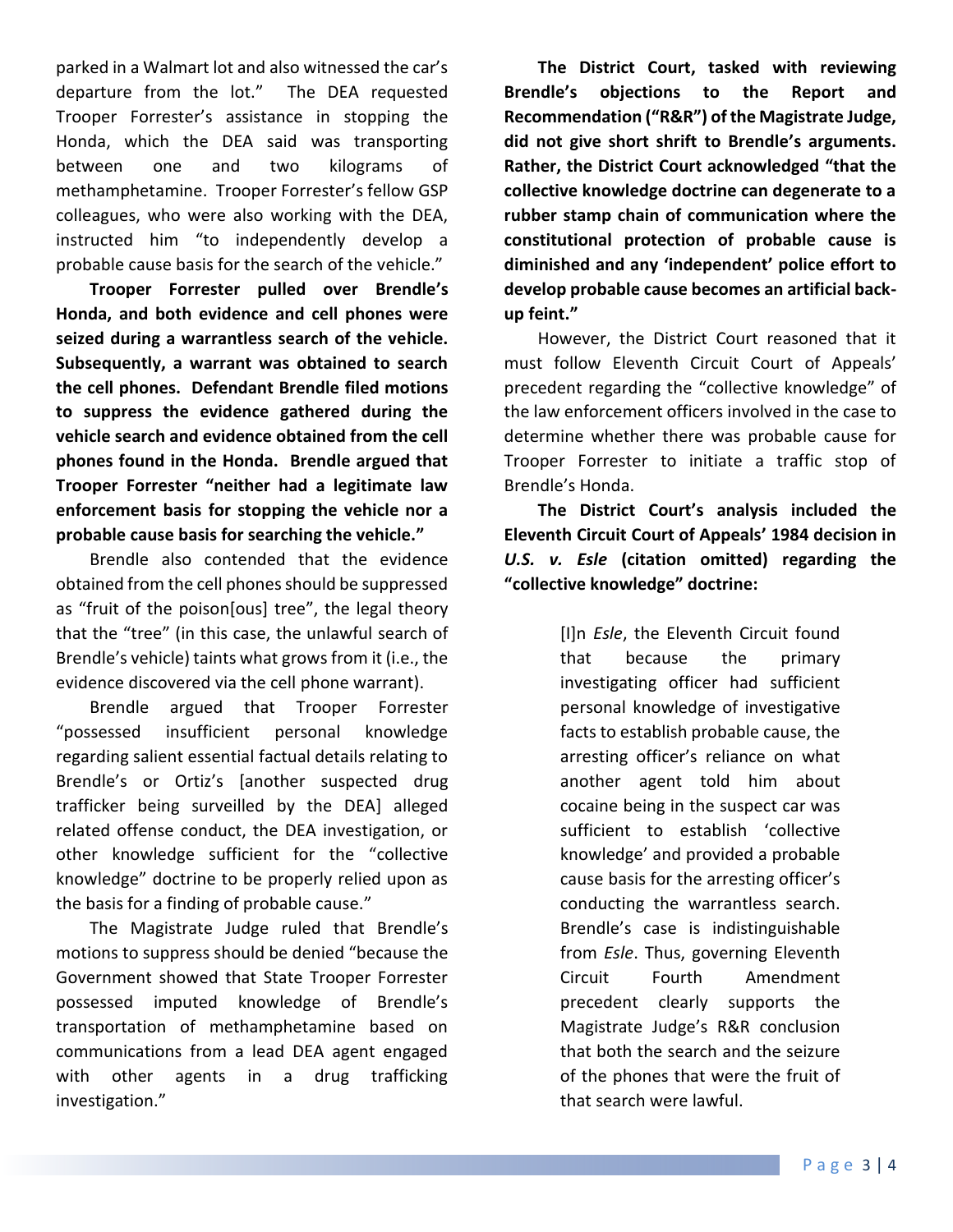parked in a Walmart lot and also witnessed the car's departure from the lot." The DEA requested Trooper Forrester's assistance in stopping the Honda, which the DEA said was transporting between one and two kilograms of methamphetamine. Trooper Forrester's fellow GSP colleagues, who were also working with the DEA, instructed him "to independently develop a probable cause basis for the search of the vehicle."

**Trooper Forrester pulled over Brendle's Honda, and both evidence and cell phones were seized during a warrantless search of the vehicle. Subsequently, a warrant was obtained to search the cell phones. Defendant Brendle filed motions to suppress the evidence gathered during the vehicle search and evidence obtained from the cell phones found in the Honda. Brendle argued that Trooper Forrester "neither had a legitimate law enforcement basis for stopping the vehicle nor a probable cause basis for searching the vehicle."**

Brendle also contended that the evidence obtained from the cell phones should be suppressed as "fruit of the poison[ous] tree", the legal theory that the "tree" (in this case, the unlawful search of Brendle's vehicle) taints what grows from it (i.e., the evidence discovered via the cell phone warrant).

Brendle argued that Trooper Forrester "possessed insufficient personal knowledge regarding salient essential factual details relating to Brendle's or Ortiz's [another suspected drug trafficker being surveilled by the DEA] alleged related offense conduct, the DEA investigation, or other knowledge sufficient for the "collective knowledge" doctrine to be properly relied upon as the basis for a finding of probable cause."

The Magistrate Judge ruled that Brendle's motions to suppress should be denied "because the Government showed that State Trooper Forrester possessed imputed knowledge of Brendle's transportation of methamphetamine based on communications from a lead DEA agent engaged with other agents in a drug trafficking investigation."

**The District Court, tasked with reviewing Brendle's objections to the Report and Recommendation ("R&R") of the Magistrate Judge, did not give short shrift to Brendle's arguments. Rather, the District Court acknowledged "that the collective knowledge doctrine can degenerate to a rubber stamp chain of communication where the constitutional protection of probable cause is diminished and any 'independent' police effort to develop probable cause becomes an artificial back-up feint."**

However, the District Court reasoned that it must follow Eleventh Circuit Court of Appeals' precedent regarding the "collective knowledge" of the law enforcement officers involved in the case to determine whether there was probable cause for Trooper Forrester to initiate a traffic stop of Brendle's Honda.

**The District Court's analysis included the Eleventh Circuit Court of Appeals' 1984 decision in *U.S. v. Esle* (citation omitted) regarding the "collective knowledge" doctrine:**

> [I]n *Esle*, the Eleventh Circuit found that because the primary investigating officer had sufficient personal knowledge of investigative facts to establish probable cause, the arresting officer's reliance on what another agent told him about cocaine being in the suspect car was sufficient to establish 'collective knowledge' and provided a probable cause basis for the arresting officer's conducting the warrantless search. Brendle's case is indistinguishable from *Esle*. Thus, governing Eleventh Circuit Fourth Amendment precedent clearly supports the Magistrate Judge's R&R conclusion that both the search and the seizure of the phones that were the fruit of that search were lawful.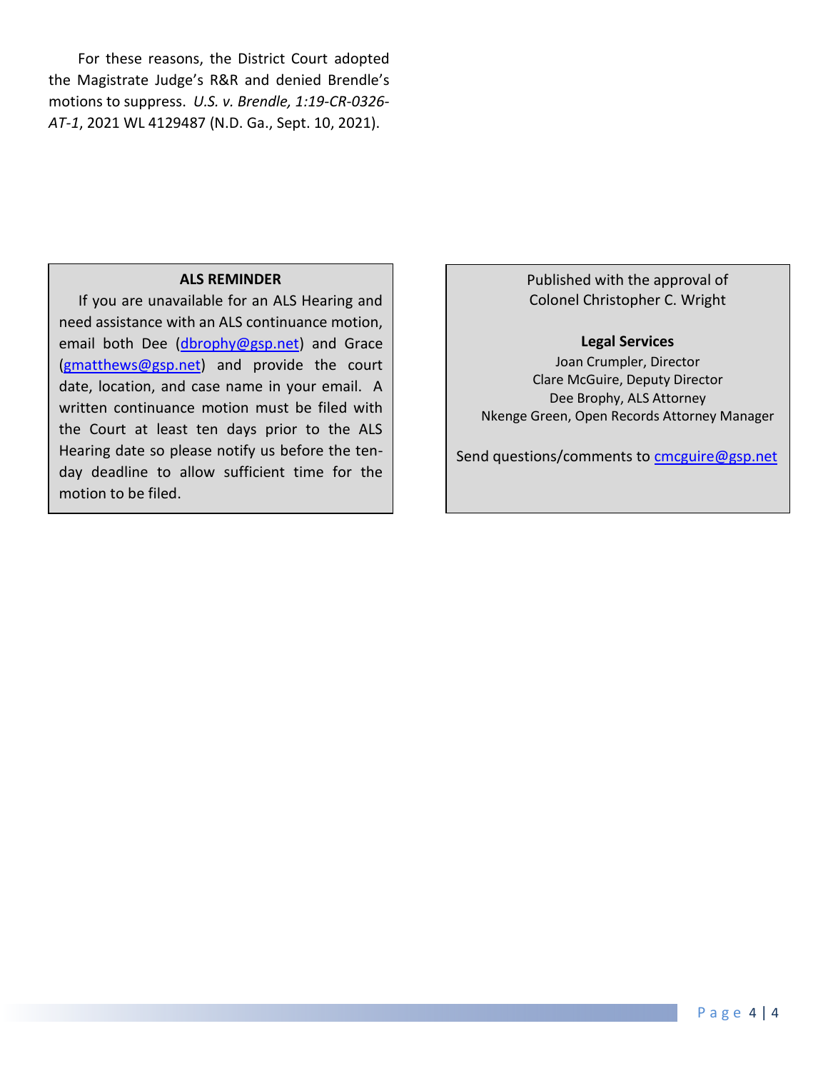For these reasons, the District Court adopted the Magistrate Judge's R&R and denied Brendle's motions to suppress. *U.S. v. Brendle, 1:19-CR-0326-AT-1*, 2021 WL 4129487 (N.D. Ga., Sept. 10, 2021).

**ALS REMINDER**

If you are unavailable for an ALS Hearing and need assistance with an ALS continuance motion, email both Dee (dbrophy@gsp.net) and Grace (gmatthews@gsp.net) and provide the court date, location, and case name in your email. A written continuance motion must be filed with the Court at least ten days prior to the ALS Hearing date so please notify us before the ten-day deadline to allow sufficient time for the motion to be filed.

Published with the approval of
Colonel Christopher C. Wright

**Legal Services**

Joan Crumpler, Director
Clare McGuire, Deputy Director
Dee Brophy, ALS Attorney
Nkenge Green, Open Records Attorney Manager

Send questions/comments to cmcguire@gsp.net